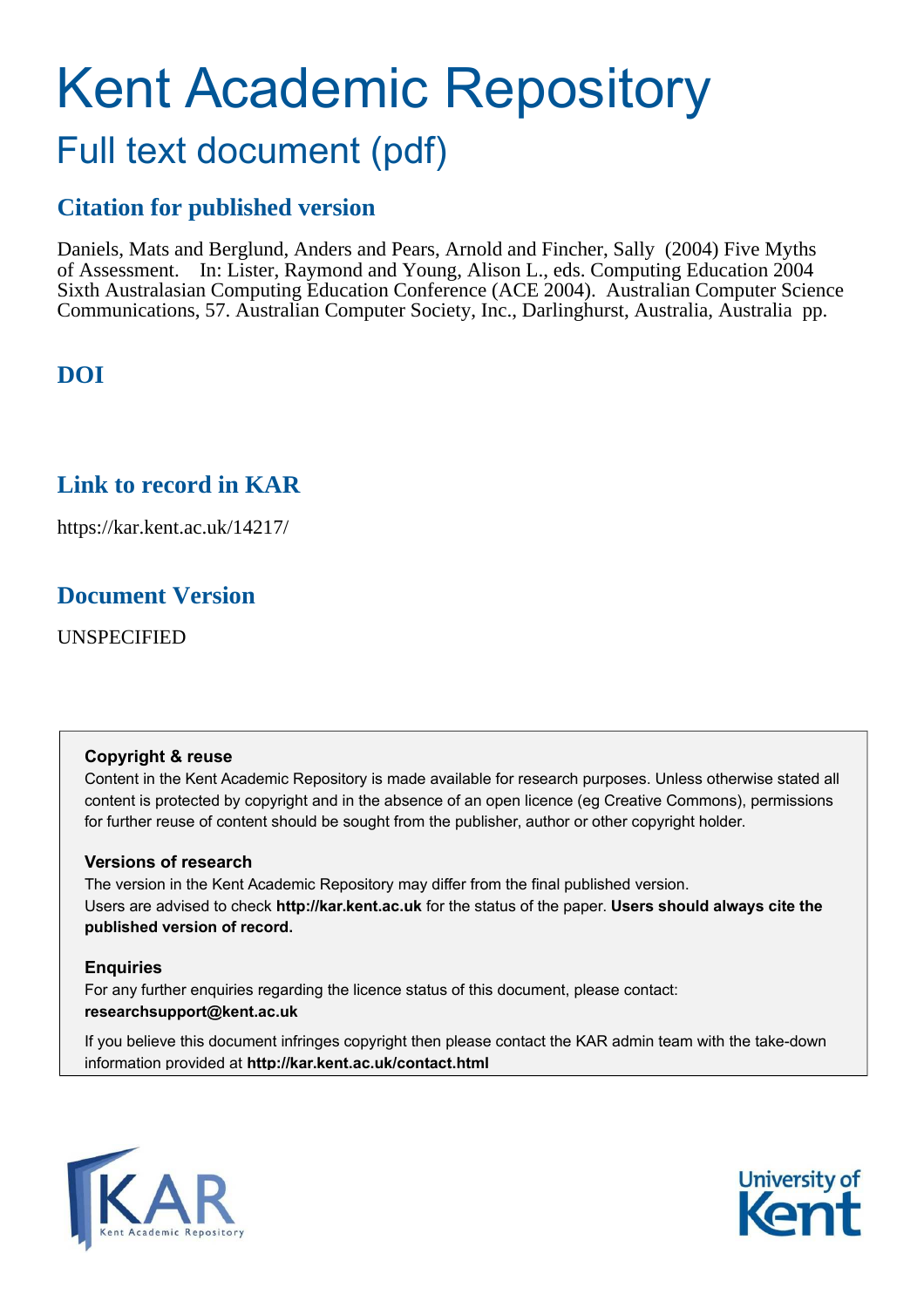# Kent Academic Repository

## Full text document (pdf)

## Citation for published version

Daniels, Mats and Berglund, Anders and Pears, Arnold and Fincher, Sally (2004) Five Myths of Assessment. In: Lister, Raymond and Young, Alison L., eds. Computing Education 2004 Sixth Australasian Computing Education Conference (ACE 2004). Australian Computer Science Communications, 57. Australian Computer Society, Inc., Darlinghurst, Australia, Australia pp.

## DOI

## Link to record in KAR

https://kar.kent.ac.uk/14217/

## Document Version

UNSPECIFIED

**Copyright & reuse**

Content in the Kent Academic Repository is made available for research purposes. Unless otherwise stated all content is protected by copyright and in the absence of an open licence (eg Creative Commons), permissions for further reuse of content should be sought from the publisher, author or other copyright holder.

**Versions of research**

The version in the Kent Academic Repository may differ from the final published version. Users are advised to check **http://kar.kent.ac.uk** for the status of the paper. **Users should always cite the published version of record.**

**Enquiries**

For any further enquiries regarding the licence status of this document, please contact: **researchsupport@kent.ac.uk**

If you believe this document infringes copyright then please contact the KAR admin team with the take-down information provided at **http://kar.kent.ac.uk/contact.html**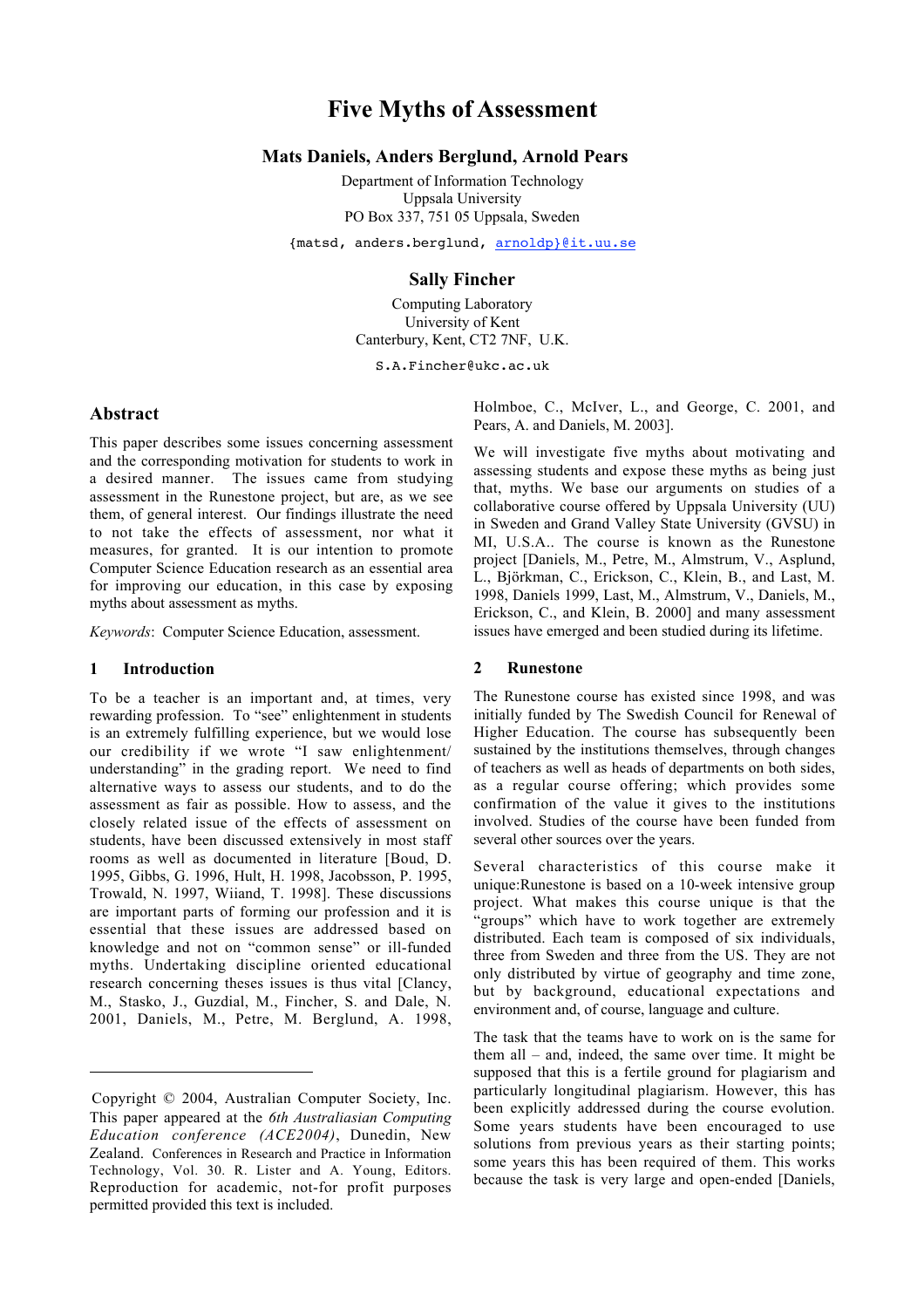# Five Myths of Assessment

### Mats Daniels, Anders Berglund, Arnold Pears

Department of Information Technology
Uppsala University
PO Box 337, 751 05 Uppsala, Sweden

{matsd, anders.berglund, arnoldp}@it.uu.se

### Sally Fincher

Computing Laboratory
University of Kent
Canterbury, Kent, CT2 7NF, U.K.

S.A.Fincher@ukc.ac.uk

## Abstract

This paper describes some issues concerning assessment and the corresponding motivation for students to work in a desired manner. The issues came from studying assessment in the Runestone project, but are, as we see them, of general interest. Our findings illustrate the need to not take the effects of assessment, nor what it measures, for granted. It is our intention to promote Computer Science Education research as an essential area for improving our education, in this case by exposing myths about assessment as myths.

*Keywords*: Computer Science Education, assessment.

## 1 Introduction

To be a teacher is an important and, at times, very rewarding profession. To "see" enlightenment in students is an extremely fulfilling experience, but we would lose our credibility if we wrote "I saw enlightenment/ understanding" in the grading report. We need to find alternative ways to assess our students, and to do the assessment as fair as possible. How to assess, and the closely related issue of the effects of assessment on students, have been discussed extensively in most staff rooms as well as documented in literature [Boud, D. 1995, Gibbs, G. 1996, Hult, H. 1998, Jacobsson, P. 1995, Trowald, N. 1997, Wiiand, T. 1998]. These discussions are important parts of forming our profession and it is essential that these issues are addressed based on knowledge and not on "common sense" or ill-funded myths. Undertaking discipline oriented educational research concerning theses issues is thus vital [Clancy, M., Stasko, J., Guzdial, M., Fincher, S. and Dale, N. 2001, Daniels, M., Petre, M. Berglund, A. 1998, Holmboe, C., McIver, L., and George, C. 2001, and Pears, A. and Daniels, M. 2003].

We will investigate five myths about motivating and assessing students and expose these myths as being just that, myths. We base our arguments on studies of a collaborative course offered by Uppsala University (UU) in Sweden and Grand Valley State University (GVSU) in MI, U.S.A.. The course is known as the Runestone project [Daniels, M., Petre, M., Almstrum, V., Asplund, L., Björkman, C., Erickson, C., Klein, B., and Last, M. 1998, Daniels 1999, Last, M., Almstrum, V., Daniels, M., Erickson, C., and Klein, B. 2000] and many assessment issues have emerged and been studied during its lifetime.

## 2 Runestone

The Runestone course has existed since 1998, and was initially funded by The Swedish Council for Renewal of Higher Education. The course has subsequently been sustained by the institutions themselves, through changes of teachers as well as heads of departments on both sides, as a regular course offering; which provides some confirmation of the value it gives to the institutions involved. Studies of the course have been funded from several other sources over the years.

Several characteristics of this course make it unique:Runestone is based on a 10-week intensive group project. What makes this course unique is that the "groups" which have to work together are extremely distributed. Each team is composed of six individuals, three from Sweden and three from the US. They are not only distributed by virtue of geography and time zone, but by background, educational expectations and environment and, of course, language and culture.

The task that the teams have to work on is the same for them all – and, indeed, the same over time. It might be supposed that this is a fertile ground for plagiarism and particularly longitudinal plagiarism. However, this has been explicitly addressed during the course evolution. Some years students have been encouraged to use solutions from previous years as their starting points; some years this has been required of them. This works because the task is very large and open-ended [Daniels,

---

Copyright © 2004, Australian Computer Society, Inc. This paper appeared at the *6th Australiasian Computing Education conference (ACE2004)*, Dunedin, New Zealand. Conferences in Research and Practice in Information Technology, Vol. 30. R. Lister and A. Young, Editors. Reproduction for academic, not-for profit purposes permitted provided this text is included.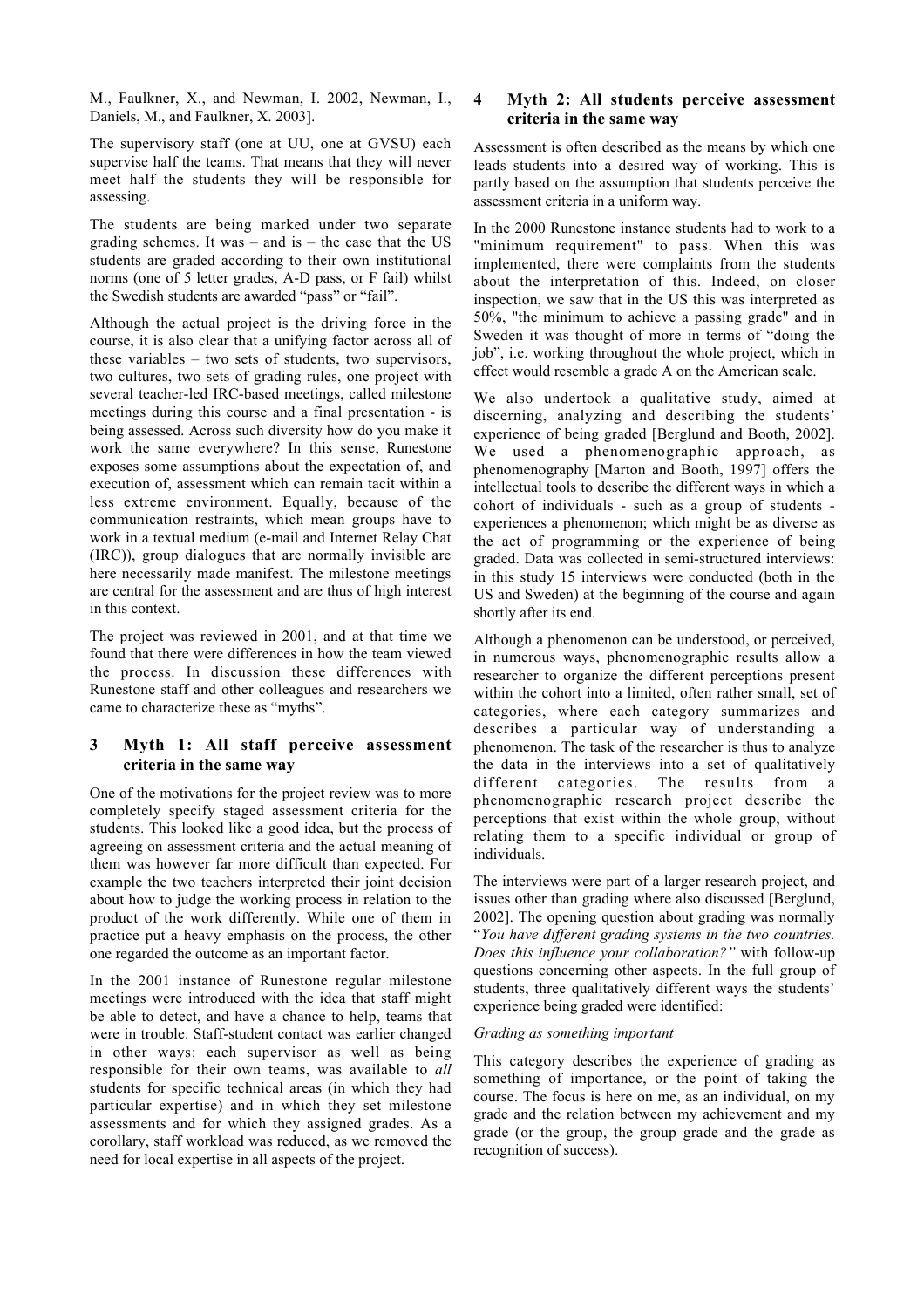M., Faulkner, X., and Newman, I. 2002, Newman, I., Daniels, M., and Faulkner, X. 2003].

The supervisory staff (one at UU, one at GVSU) each supervise half the teams. That means that they will never meet half the students they will be responsible for assessing.

The students are being marked under two separate grading schemes. It was – and is – the case that the US students are graded according to their own institutional norms (one of 5 letter grades, A-D pass, or F fail) whilst the Swedish students are awarded "pass" or "fail".

Although the actual project is the driving force in the course, it is also clear that a unifying factor across all of these variables – two sets of students, two supervisors, two cultures, two sets of grading rules, one project with several teacher-led IRC-based meetings, called milestone meetings during this course and a final presentation - is being assessed. Across such diversity how do you make it work the same everywhere? In this sense, Runestone exposes some assumptions about the expectation of, and execution of, assessment which can remain tacit within a less extreme environment. Equally, because of the communication restraints, which mean groups have to work in a textual medium (e-mail and Internet Relay Chat (IRC)), group dialogues that are normally invisible are here necessarily made manifest. The milestone meetings are central for the assessment and are thus of high interest in this context.

The project was reviewed in 2001, and at that time we found that there were differences in how the team viewed the process. In discussion these differences with Runestone staff and other colleagues and researchers we came to characterize these as "myths".

## 3 Myth 1: All staff perceive assessment criteria in the same way

One of the motivations for the project review was to more completely specify staged assessment criteria for the students. This looked like a good idea, but the process of agreeing on assessment criteria and the actual meaning of them was however far more difficult than expected. For example the two teachers interpreted their joint decision about how to judge the working process in relation to the product of the work differently. While one of them in practice put a heavy emphasis on the process, the other one regarded the outcome as an important factor.

In the 2001 instance of Runestone regular milestone meetings were introduced with the idea that staff might be able to detect, and have a chance to help, teams that were in trouble. Staff-student contact was earlier changed in other ways: each supervisor as well as being responsible for their own teams, was available to *all* students for specific technical areas (in which they had particular expertise) and in which they set milestone assessments and for which they assigned grades. As a corollary, staff workload was reduced, as we removed the need for local expertise in all aspects of the project.

## 4 Myth 2: All students perceive assessment criteria in the same way

Assessment is often described as the means by which one leads students into a desired way of working. This is partly based on the assumption that students perceive the assessment criteria in a uniform way.

In the 2000 Runestone instance students had to work to a "minimum requirement" to pass. When this was implemented, there were complaints from the students about the interpretation of this. Indeed, on closer inspection, we saw that in the US this was interpreted as 50%, "the minimum to achieve a passing grade" and in Sweden it was thought of more in terms of "doing the job", i.e. working throughout the whole project, which in effect would resemble a grade A on the American scale.

We also undertook a qualitative study, aimed at discerning, analyzing and describing the students' experience of being graded [Berglund and Booth, 2002]. We used a phenomenographic approach, as phenomenography [Marton and Booth, 1997] offers the intellectual tools to describe the different ways in which a cohort of individuals - such as a group of students - experiences a phenomenon; which might be as diverse as the act of programming or the experience of being graded. Data was collected in semi-structured interviews: in this study 15 interviews were conducted (both in the US and Sweden) at the beginning of the course and again shortly after its end.

Although a phenomenon can be understood, or perceived, in numerous ways, phenomenographic results allow a researcher to organize the different perceptions present within the cohort into a limited, often rather small, set of categories, where each category summarizes and describes a particular way of understanding a phenomenon. The task of the researcher is thus to analyze the data in the interviews into a set of qualitatively different categories. The results from a phenomenographic research project describe the perceptions that exist within the whole group, without relating them to a specific individual or group of individuals.

The interviews were part of a larger research project, and issues other than grading where also discussed [Berglund, 2002]. The opening question about grading was normally "*You have different grading systems in the two countries. Does this influence your collaboration?"* with follow-up questions concerning other aspects. In the full group of students, three qualitatively different ways the students' experience being graded were identified:

*Grading as something important*

This category describes the experience of grading as something of importance, or the point of taking the course. The focus is here on me, as an individual, on my grade and the relation between my achievement and my grade (or the group, the group grade and the grade as recognition of success).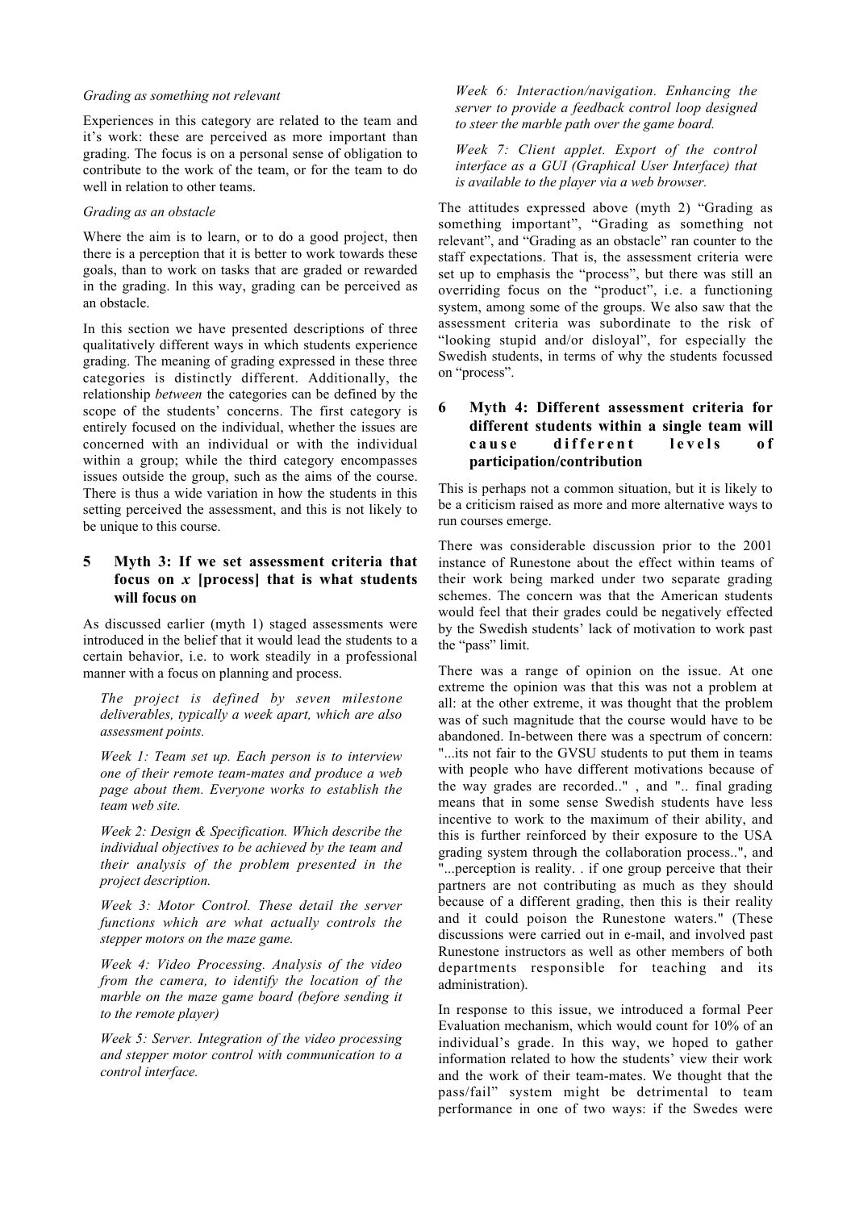*Grading as something not relevant*

Experiences in this category are related to the team and it's work: these are perceived as more important than grading. The focus is on a personal sense of obligation to contribute to the work of the team, or for the team to do well in relation to other teams.

*Grading as an obstacle*

Where the aim is to learn, or to do a good project, then there is a perception that it is better to work towards these goals, than to work on tasks that are graded or rewarded in the grading. In this way, grading can be perceived as an obstacle.

In this section we have presented descriptions of three qualitatively different ways in which students experience grading. The meaning of grading expressed in these three categories is distinctly different. Additionally, the relationship *between* the categories can be defined by the scope of the students' concerns. The first category is entirely focused on the individual, whether the issues are concerned with an individual or with the individual within a group; while the third category encompasses issues outside the group, such as the aims of the course. There is thus a wide variation in how the students in this setting perceived the assessment, and this is not likely to be unique to this course.

## 5 Myth 3: If we set assessment criteria that focus on *x* [process] that is what students will focus on

As discussed earlier (myth 1) staged assessments were introduced in the belief that it would lead the students to a certain behavior, i.e. to work steadily in a professional manner with a focus on planning and process.

> *The project is defined by seven milestone deliverables, typically a week apart, which are also assessment points.*
>
> *Week 1: Team set up. Each person is to interview one of their remote team-mates and produce a web page about them. Everyone works to establish the team web site.*
>
> *Week 2: Design & Specification. Which describe the individual objectives to be achieved by the team and their analysis of the problem presented in the project description.*
>
> *Week 3: Motor Control. These detail the server functions which are what actually controls the stepper motors on the maze game.*
>
> *Week 4: Video Processing. Analysis of the video from the camera, to identify the location of the marble on the maze game board (before sending it to the remote player)*
>
> *Week 5: Server. Integration of the video processing and stepper motor control with communication to a control interface.*
>
> *Week 6: Interaction/navigation. Enhancing the server to provide a feedback control loop designed to steer the marble path over the game board.*
>
> *Week 7: Client applet. Export of the control interface as a GUI (Graphical User Interface) that is available to the player via a web browser.*

The attitudes expressed above (myth 2) "Grading as something important", "Grading as something not relevant", and "Grading as an obstacle" ran counter to the staff expectations. That is, the assessment criteria were set up to emphasis the "process", but there was still an overriding focus on the "product", i.e. a functioning system, among some of the groups. We also saw that the assessment criteria was subordinate to the risk of "looking stupid and/or disloyal", for especially the Swedish students, in terms of why the students focussed on "process".

## 6 Myth 4: Different assessment criteria for different students within a single team will cause different levels of participation/contribution

This is perhaps not a common situation, but it is likely to be a criticism raised as more and more alternative ways to run courses emerge.

There was considerable discussion prior to the 2001 instance of Runestone about the effect within teams of their work being marked under two separate grading schemes. The concern was that the American students would feel that their grades could be negatively effected by the Swedish students' lack of motivation to work past the "pass" limit.

There was a range of opinion on the issue. At one extreme the opinion was that this was not a problem at all: at the other extreme, it was thought that the problem was of such magnitude that the course would have to be abandoned. In-between there was a spectrum of concern: "...its not fair to the GVSU students to put them in teams with people who have different motivations because of the way grades are recorded.." , and ".. final grading means that in some sense Swedish students have less incentive to work to the maximum of their ability, and this is further reinforced by their exposure to the USA grading system through the collaboration process..", and "...perception is reality. . if one group perceive that their partners are not contributing as much as they should because of a different grading, then this is their reality and it could poison the Runestone waters." (These discussions were carried out in e-mail, and involved past Runestone instructors as well as other members of both departments responsible for teaching and its administration).

In response to this issue, we introduced a formal Peer Evaluation mechanism, which would count for 10% of an individual's grade. In this way, we hoped to gather information related to how the students' view their work and the work of their team-mates. We thought that the pass/fail" system might be detrimental to team performance in one of two ways: if the Swedes were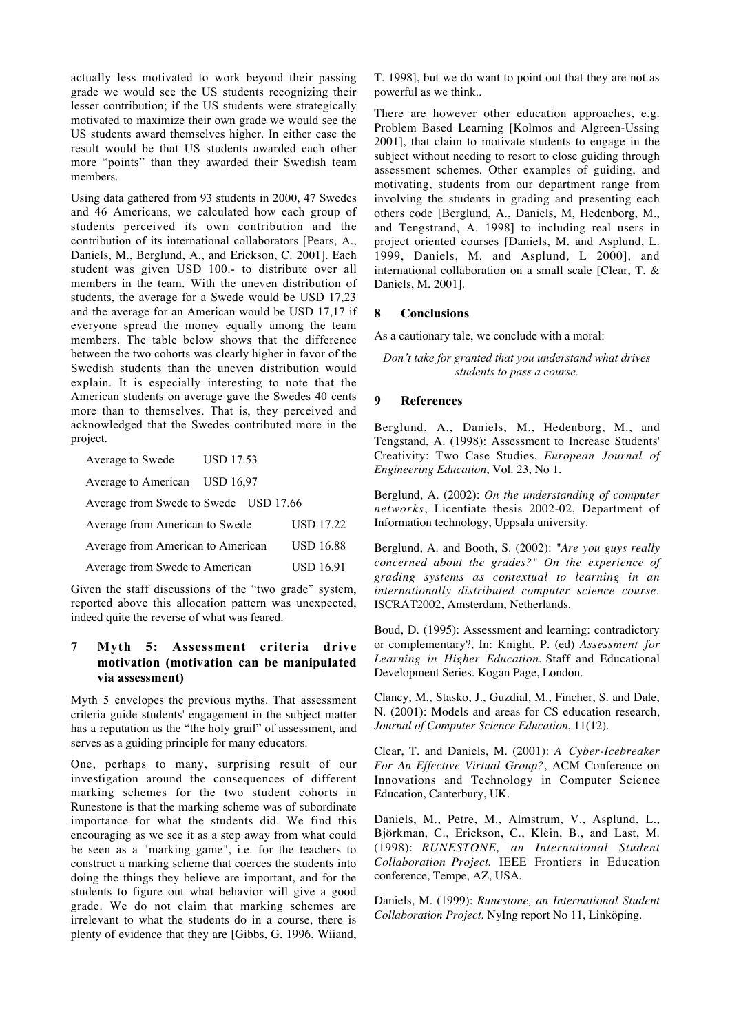actually less motivated to work beyond their passing grade we would see the US students recognizing their lesser contribution; if the US students were strategically motivated to maximize their own grade we would see the US students award themselves higher. In either case the result would be that US students awarded each other more "points" than they awarded their Swedish team members.

Using data gathered from 93 students in 2000, 47 Swedes and 46 Americans, we calculated how each group of students perceived its own contribution and the contribution of its international collaborators [Pears, A., Daniels, M., Berglund, A., and Erickson, C. 2001]. Each student was given USD 100.- to distribute over all members in the team. With the uneven distribution of students, the average for a Swede would be USD 17,23 and the average for an American would be USD 17,17 if everyone spread the money equally among the team members. The table below shows that the difference between the two cohorts was clearly higher in favor of the Swedish students than the uneven distribution would explain. It is especially interesting to note that the American students on average gave the Swedes 40 cents more than to themselves. That is, they perceived and acknowledged that the Swedes contributed more in the project.

| | |
|---|---|
| Average to Swede | USD 17.53 |
| Average to American | USD 16,97 |
| Average from Swede to Swede | USD 17.66 |
| Average from American to Swede | USD 17.22 |
| Average from American to American | USD 16.88 |
| Average from Swede to American | USD 16.91 |

Given the staff discussions of the "two grade" system, reported above this allocation pattern was unexpected, indeed quite the reverse of what was feared.

## 7 Myth 5: Assessment criteria drive motivation (motivation can be manipulated via assessment)

Myth 5 envelopes the previous myths. That assessment criteria guide students' engagement in the subject matter has a reputation as the "the holy grail" of assessment, and serves as a guiding principle for many educators.

One, perhaps to many, surprising result of our investigation around the consequences of different marking schemes for the two student cohorts in Runestone is that the marking scheme was of subordinate importance for what the students did. We find this encouraging as we see it as a step away from what could be seen as a "marking game", i.e. for the teachers to construct a marking scheme that coerces the students into doing the things they believe are important, and for the students to figure out what behavior will give a good grade. We do not claim that marking schemes are irrelevant to what the students do in a course, there is plenty of evidence that they are [Gibbs, G. 1996, Wiiand, T. 1998], but we do want to point out that they are not as powerful as we think..

There are however other education approaches, e.g. Problem Based Learning [Kolmos and Algreen-Ussing 2001], that claim to motivate students to engage in the subject without needing to resort to close guiding through assessment schemes. Other examples of guiding, and motivating, students from our department range from involving the students in grading and presenting each others code [Berglund, A., Daniels, M, Hedenborg, M., and Tengstrand, A. 1998] to including real users in project oriented courses [Daniels, M. and Asplund, L. 1999, Daniels, M. and Asplund, L 2000], and international collaboration on a small scale [Clear, T. & Daniels, M. 2001].

## 8 Conclusions

As a cautionary tale, we conclude with a moral:

*Don't take for granted that you understand what drives students to pass a course.*

## 9 References

Berglund, A., Daniels, M., Hedenborg, M., and Tengstand, A. (1998): Assessment to Increase Students' Creativity: Two Case Studies, *European Journal of Engineering Education*, Vol. 23, No 1.

Berglund, A. (2002): *On the understanding of computer networks*, Licentiate thesis 2002-02, Department of Information technology, Uppsala university.

Berglund, A. and Booth, S. (2002): *"Are you guys really concerned about the grades?" On the experience of grading systems as contextual to learning in an internationally distributed computer science course*. ISCRAT2002, Amsterdam, Netherlands.

Boud, D. (1995): Assessment and learning: contradictory or complementary?, In: Knight, P. (ed) *Assessment for Learning in Higher Education*. Staff and Educational Development Series. Kogan Page, London.

Clancy, M., Stasko, J., Guzdial, M., Fincher, S. and Dale, N. (2001): Models and areas for CS education research, *Journal of Computer Science Education*, 11(12).

Clear, T. and Daniels, M. (2001): *A Cyber-Icebreaker For An Effective Virtual Group?*, ACM Conference on Innovations and Technology in Computer Science Education, Canterbury, UK.

Daniels, M., Petre, M., Almstrum, V., Asplund, L., Björkman, C., Erickson, C., Klein, B., and Last, M. (1998): *RUNESTONE, an International Student Collaboration Project.* IEEE Frontiers in Education conference, Tempe, AZ, USA.

Daniels, M. (1999): *Runestone, an International Student Collaboration Project.* NyIng report No 11, Linköping.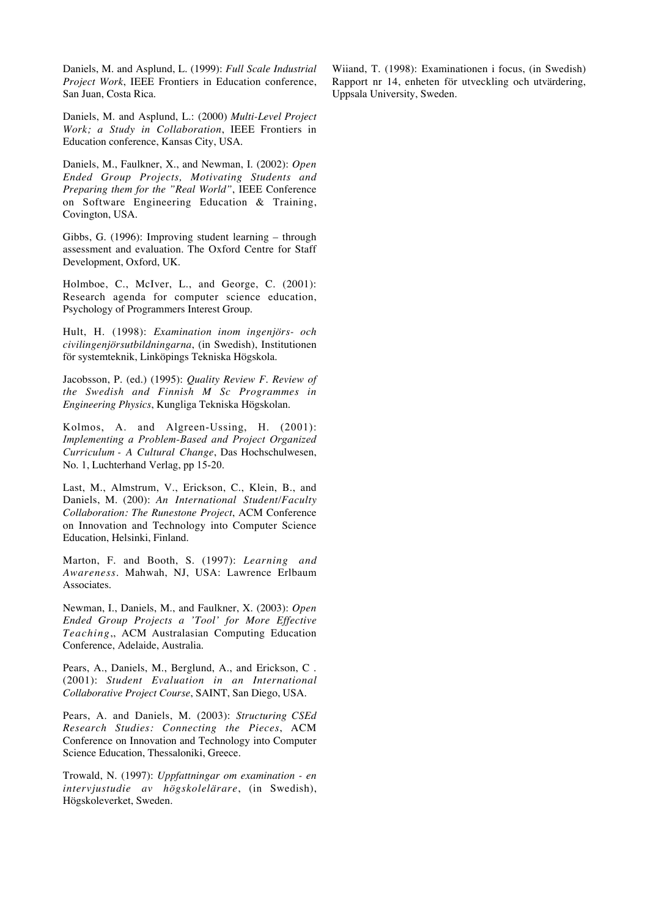Daniels, M. and Asplund, L. (1999): *Full Scale Industrial Project Work*, IEEE Frontiers in Education conference, San Juan, Costa Rica.

Daniels, M. and Asplund, L.: (2000) *Multi-Level Project Work; a Study in Collaboration*, IEEE Frontiers in Education conference, Kansas City, USA.

Daniels, M., Faulkner, X., and Newman, I. (2002): *Open Ended Group Projects, Motivating Students and Preparing them for the "Real World"*, IEEE Conference on Software Engineering Education & Training, Covington, USA.

Gibbs, G. (1996): Improving student learning – through assessment and evaluation. The Oxford Centre for Staff Development, Oxford, UK.

Holmboe, C., McIver, L., and George, C. (2001): Research agenda for computer science education, Psychology of Programmers Interest Group.

Hult, H. (1998): *Examination inom ingenjörs- och civilingenjörsutbildningarna*, (in Swedish), Institutionen för systemteknik, Linköpings Tekniska Högskola.

Jacobsson, P. (ed.) (1995): *Quality Review F. Review of the Swedish and Finnish M Sc Programmes in Engineering Physics*, Kungliga Tekniska Högskolan.

Kolmos, A. and Algreen-Ussing, H. (2001): *Implementing a Problem-Based and Project Organized Curriculum - A Cultural Change*, Das Hochschulwesen, No. 1, Luchterhand Verlag, pp 15-20.

Last, M., Almstrum, V., Erickson, C., Klein, B., and Daniels, M. (200): *An International Student/Faculty Collaboration: The Runestone Project*, ACM Conference on Innovation and Technology into Computer Science Education, Helsinki, Finland.

Marton, F. and Booth, S. (1997): *Learning and Awareness*. Mahwah, NJ, USA: Lawrence Erlbaum Associates.

Newman, I., Daniels, M., and Faulkner, X. (2003): *Open Ended Group Projects a 'Tool' for More Effective Teaching*,, ACM Australasian Computing Education Conference, Adelaide, Australia.

Pears, A., Daniels, M., Berglund, A., and Erickson, C . (2001): *Student Evaluation in an International Collaborative Project Course*, SAINT, San Diego, USA.

Pears, A. and Daniels, M. (2003): *Structuring CSEd Research Studies: Connecting the Pieces*, ACM Conference on Innovation and Technology into Computer Science Education, Thessaloniki, Greece.

Trowald, N. (1997): *Uppfattningar om examination - en intervjustudie av högskolelärare*, (in Swedish), Högskoleverket, Sweden.

Wiiand, T. (1998): Examinationen i focus, (in Swedish) Rapport nr 14, enheten för utveckling och utvärdering, Uppsala University, Sweden.